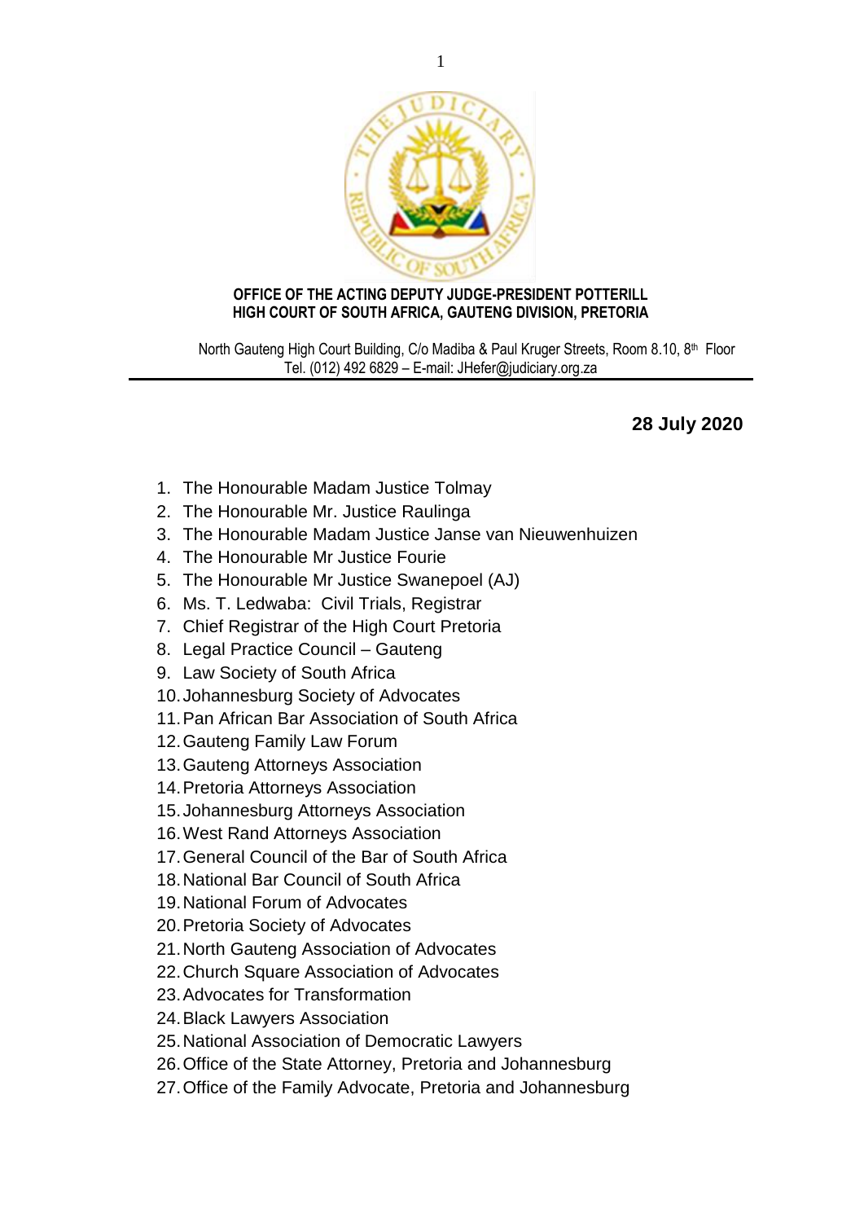**OFFICE OF THE ACTING DEPUTY JUDGE-PRESIDENT POTTERILL**
**HIGH COURT OF SOUTH AFRICA, GAUTENG DIVISION, PRETORIA**

North Gauteng High Court Building, C/o Madiba & Paul Kruger Streets, Room 8.10, 8th Floor
Tel. (012) 492 6829 – E-mail: JHefer@judiciary.org.za

---

**28 July 2020**

1. The Honourable Madam Justice Tolmay
2. The Honourable Mr. Justice Raulinga
3. The Honourable Madam Justice Janse van Nieuwenhuizen
4. The Honourable Mr Justice Fourie
5. The Honourable Mr Justice Swanepoel (AJ)
6. Ms. T. Ledwaba: Civil Trials, Registrar
7. Chief Registrar of the High Court Pretoria
8. Legal Practice Council – Gauteng
9. Law Society of South Africa
10. Johannesburg Society of Advocates
11. Pan African Bar Association of South Africa
12. Gauteng Family Law Forum
13. Gauteng Attorneys Association
14. Pretoria Attorneys Association
15. Johannesburg Attorneys Association
16. West Rand Attorneys Association
17. General Council of the Bar of South Africa
18. National Bar Council of South Africa
19. National Forum of Advocates
20. Pretoria Society of Advocates
21. North Gauteng Association of Advocates
22. Church Square Association of Advocates
23. Advocates for Transformation
24. Black Lawyers Association
25. National Association of Democratic Lawyers
26. Office of the State Attorney, Pretoria and Johannesburg
27. Office of the Family Advocate, Pretoria and Johannesburg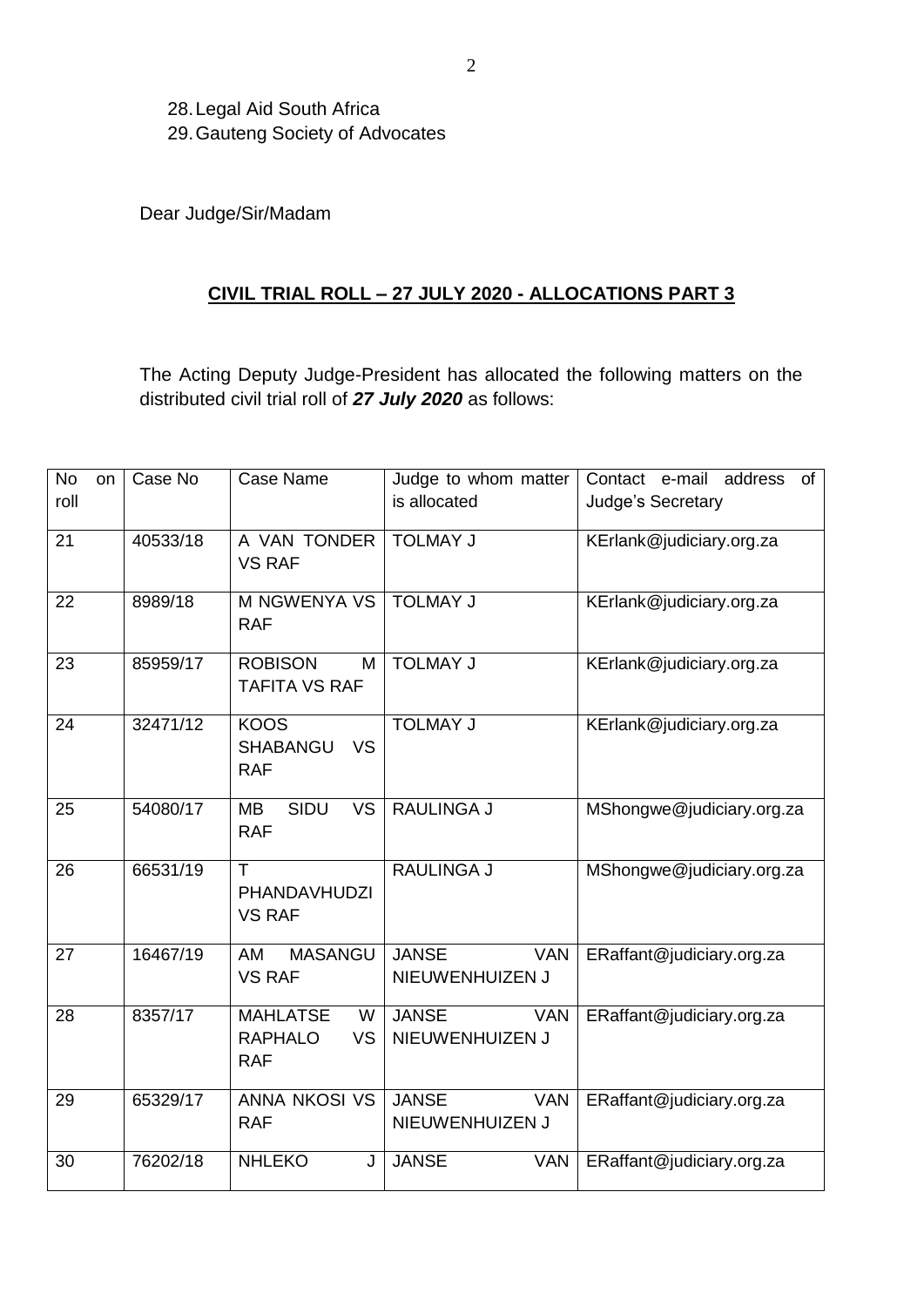28. Legal Aid South Africa
29. Gauteng Society of Advocates

Dear Judge/Sir/Madam

**CIVIL TRIAL ROLL – 27 JULY 2020 - ALLOCATIONS PART 3**

The Acting Deputy Judge-President has allocated the following matters on the distributed civil trial roll of ***27 July 2020*** as follows:

| No on roll | Case No | Case Name | Judge to whom matter is allocated | Contact e-mail address of Judge's Secretary |
|---|---|---|---|---|
| 21 | 40533/18 | A VAN TONDER VS RAF | TOLMAY J | KErlank@judiciary.org.za |
| 22 | 8989/18 | M NGWENYA VS RAF | TOLMAY J | KErlank@judiciary.org.za |
| 23 | 85959/17 | ROBISON M TAFITA VS RAF | TOLMAY J | KErlank@judiciary.org.za |
| 24 | 32471/12 | KOOS SHABANGU VS RAF | TOLMAY J | KErlank@judiciary.org.za |
| 25 | 54080/17 | MB SIDU VS RAF | RAULINGA J | MShongwe@judiciary.org.za |
| 26 | 66531/19 | T PHANDAVHUDZI VS RAF | RAULINGA J | MShongwe@judiciary.org.za |
| 27 | 16467/19 | AM MASANGU VS RAF | JANSE VAN NIEUWENHUIZEN J | ERaffant@judiciary.org.za |
| 28 | 8357/17 | MAHLATSE W RAPHALO VS RAF | JANSE VAN NIEUWENHUIZEN J | ERaffant@judiciary.org.za |
| 29 | 65329/17 | ANNA NKOSI VS RAF | JANSE VAN NIEUWENHUIZEN J | ERaffant@judiciary.org.za |
| 30 | 76202/18 | NHLEKO J | JANSE VAN | ERaffant@judiciary.org.za |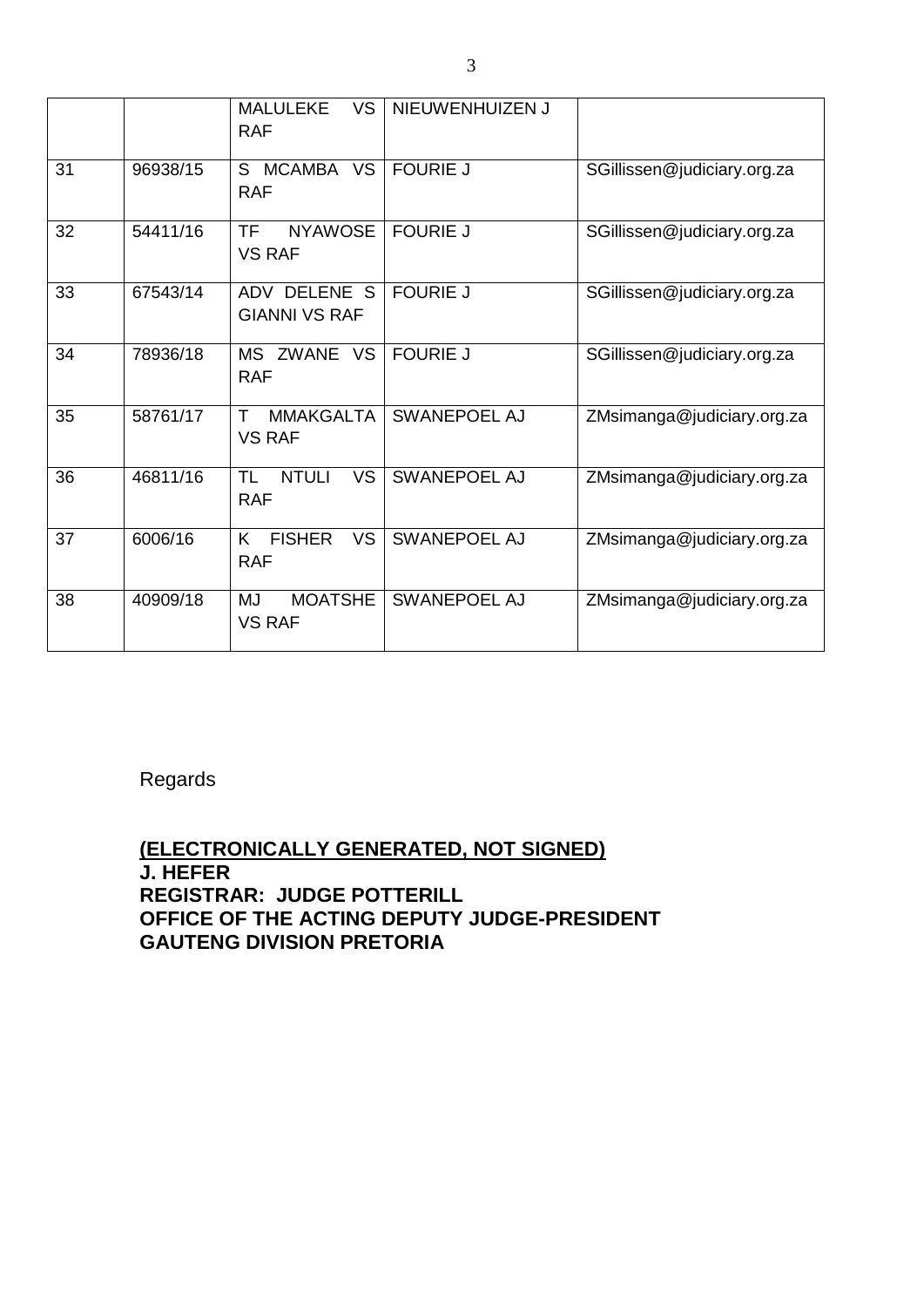| | | | | |
|---|---|---|---|---|
| | | MALULEKE VS RAF | NIEUWENHUIZEN J | |
| 31 | 96938/15 | S MCAMBA VS RAF | FOURIE J | SGillissen@judiciary.org.za |
| 32 | 54411/16 | TF NYAWOSE VS RAF | FOURIE J | SGillissen@judiciary.org.za |
| 33 | 67543/14 | ADV DELENE S GIANNI VS RAF | FOURIE J | SGillissen@judiciary.org.za |
| 34 | 78936/18 | MS ZWANE VS RAF | FOURIE J | SGillissen@judiciary.org.za |
| 35 | 58761/17 | T MMAKGALTA VS RAF | SWANEPOEL AJ | ZMsimanga@judiciary.org.za |
| 36 | 46811/16 | TL NTULI VS RAF | SWANEPOEL AJ | ZMsimanga@judiciary.org.za |
| 37 | 6006/16 | K FISHER VS RAF | SWANEPOEL AJ | ZMsimanga@judiciary.org.za |
| 38 | 40909/18 | MJ MOATSHE VS RAF | SWANEPOEL AJ | ZMsimanga@judiciary.org.za |

Regards

**(ELECTRONICALLY GENERATED, NOT SIGNED)**
**J. HEFER**
**REGISTRAR: JUDGE POTTERILL**
**OFFICE OF THE ACTING DEPUTY JUDGE-PRESIDENT**
**GAUTENG DIVISION PRETORIA**